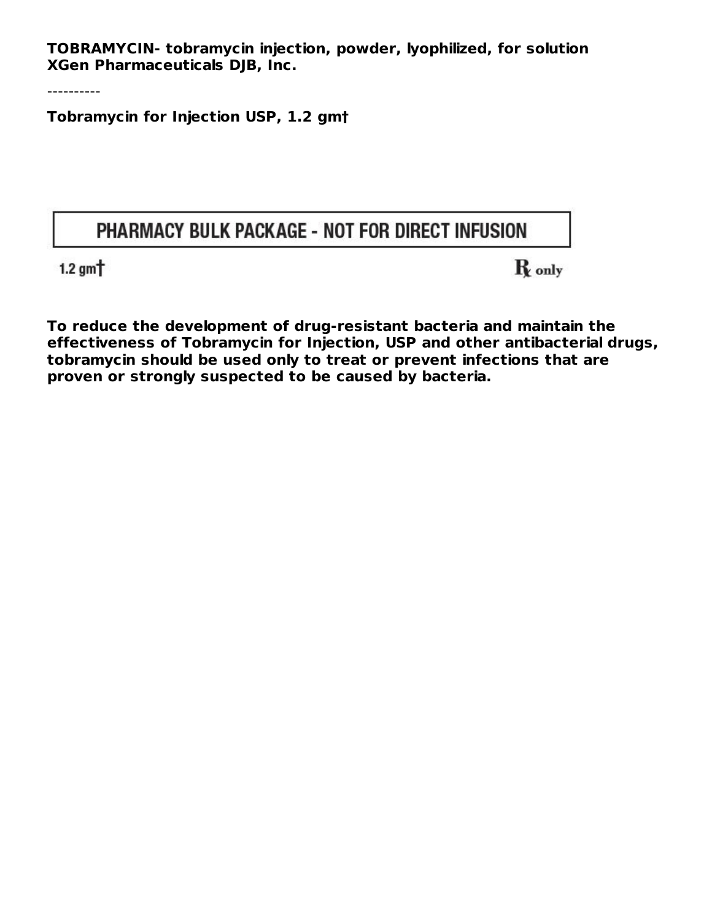**TOBRAMYCIN- tobramycin injection, powder, lyophilized, for solution**
**XGen Pharmaceuticals DJB, Inc.**

----------

**Tobramycin for Injection USP, 1.2 gm†**

| PHARMACY BULK PACKAGE - NOT FOR DIRECT INFUSION |
| --- |

1.2 gm†

℞ only

**To reduce the development of drug-resistant bacteria and maintain the effectiveness of Tobramycin for Injection, USP and other antibacterial drugs, tobramycin should be used only to treat or prevent infections that are proven or strongly suspected to be caused by bacteria.**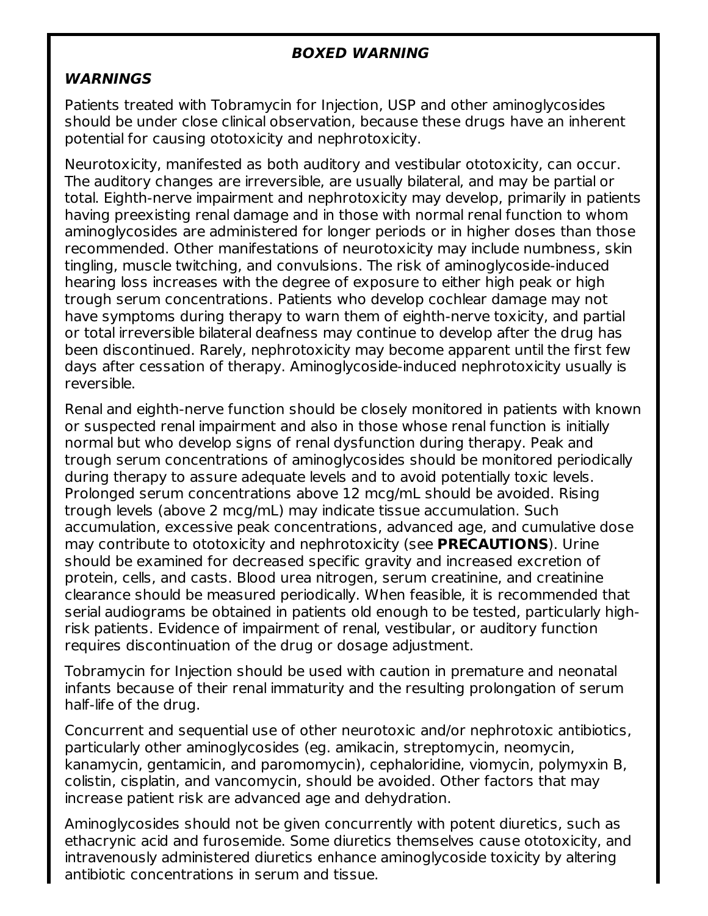## *BOXED WARNING*

### *WARNINGS*

Patients treated with Tobramycin for Injection, USP and other aminoglycosides should be under close clinical observation, because these drugs have an inherent potential for causing ototoxicity and nephrotoxicity.

Neurotoxicity, manifested as both auditory and vestibular ototoxicity, can occur. The auditory changes are irreversible, are usually bilateral, and may be partial or total. Eighth-nerve impairment and nephrotoxicity may develop, primarily in patients having preexisting renal damage and in those with normal renal function to whom aminoglycosides are administered for longer periods or in higher doses than those recommended. Other manifestations of neurotoxicity may include numbness, skin tingling, muscle twitching, and convulsions. The risk of aminoglycoside-induced hearing loss increases with the degree of exposure to either high peak or high trough serum concentrations. Patients who develop cochlear damage may not have symptoms during therapy to warn them of eighth-nerve toxicity, and partial or total irreversible bilateral deafness may continue to develop after the drug has been discontinued. Rarely, nephrotoxicity may become apparent until the first few days after cessation of therapy. Aminoglycoside-induced nephrotoxicity usually is reversible.

Renal and eighth-nerve function should be closely monitored in patients with known or suspected renal impairment and also in those whose renal function is initially normal but who develop signs of renal dysfunction during therapy. Peak and trough serum concentrations of aminoglycosides should be monitored periodically during therapy to assure adequate levels and to avoid potentially toxic levels. Prolonged serum concentrations above 12 mcg/mL should be avoided. Rising trough levels (above 2 mcg/mL) may indicate tissue accumulation. Such accumulation, excessive peak concentrations, advanced age, and cumulative dose may contribute to ototoxicity and nephrotoxicity (see **PRECAUTIONS**). Urine should be examined for decreased specific gravity and increased excretion of protein, cells, and casts. Blood urea nitrogen, serum creatinine, and creatinine clearance should be measured periodically. When feasible, it is recommended that serial audiograms be obtained in patients old enough to be tested, particularly high-risk patients. Evidence of impairment of renal, vestibular, or auditory function requires discontinuation of the drug or dosage adjustment.

Tobramycin for Injection should be used with caution in premature and neonatal infants because of their renal immaturity and the resulting prolongation of serum half-life of the drug.

Concurrent and sequential use of other neurotoxic and/or nephrotoxic antibiotics, particularly other aminoglycosides (eg. amikacin, streptomycin, neomycin, kanamycin, gentamicin, and paromomycin), cephaloridine, viomycin, polymyxin B, colistin, cisplatin, and vancomycin, should be avoided. Other factors that may increase patient risk are advanced age and dehydration.

Aminoglycosides should not be given concurrently with potent diuretics, such as ethacrynic acid and furosemide. Some diuretics themselves cause ototoxicity, and intravenously administered diuretics enhance aminoglycoside toxicity by altering antibiotic concentrations in serum and tissue.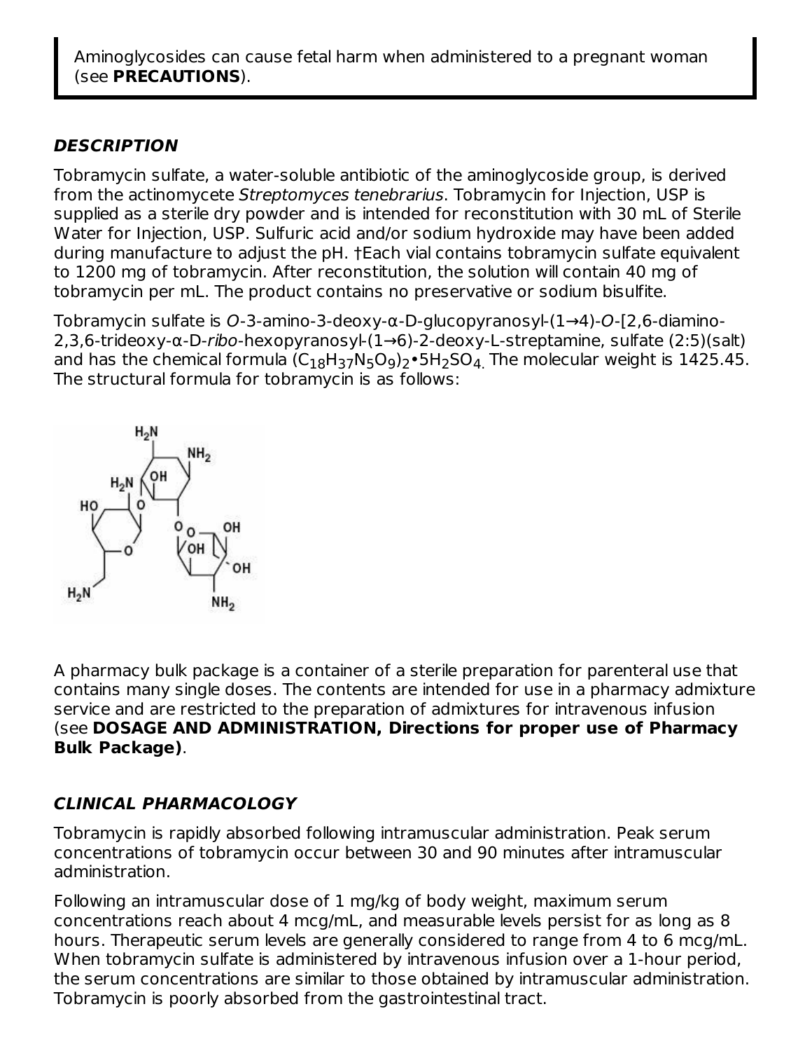Aminoglycosides can cause fetal harm when administered to a pregnant woman (see **PRECAUTIONS**).

### *DESCRIPTION*

Tobramycin sulfate, a water-soluble antibiotic of the aminoglycoside group, is derived from the actinomycete *Streptomyces tenebrarius*. Tobramycin for Injection, USP is supplied as a sterile dry powder and is intended for reconstitution with 30 mL of Sterile Water for Injection, USP. Sulfuric acid and/or sodium hydroxide may have been added during manufacture to adjust the pH. †Each vial contains tobramycin sulfate equivalent to 1200 mg of tobramycin. After reconstitution, the solution will contain 40 mg of tobramycin per mL. The product contains no preservative or sodium bisulfite.

Tobramycin sulfate is *O*-3-amino-3-deoxy-α-D-glucopyranosyl-(1→4)-*O*-[2,6-diamino-2,3,6-trideoxy-α-D-*ribo*-hexopyranosyl-(1→6)-2-deoxy-L-streptamine, sulfate (2:5)(salt) and has the chemical formula $(C_{18}H_{37}N_5O_9)_2$•$5H_2SO_4$. The molecular weight is 1425.45. The structural formula for tobramycin is as follows:

A pharmacy bulk package is a container of a sterile preparation for parenteral use that contains many single doses. The contents are intended for use in a pharmacy admixture service and are restricted to the preparation of admixtures for intravenous infusion (see **DOSAGE AND ADMINISTRATION, Directions for proper use of Pharmacy Bulk Package)**.

### *CLINICAL PHARMACOLOGY*

Tobramycin is rapidly absorbed following intramuscular administration. Peak serum concentrations of tobramycin occur between 30 and 90 minutes after intramuscular administration.

Following an intramuscular dose of 1 mg/kg of body weight, maximum serum concentrations reach about 4 mcg/mL, and measurable levels persist for as long as 8 hours. Therapeutic serum levels are generally considered to range from 4 to 6 mcg/mL. When tobramycin sulfate is administered by intravenous infusion over a 1-hour period, the serum concentrations are similar to those obtained by intramuscular administration. Tobramycin is poorly absorbed from the gastrointestinal tract.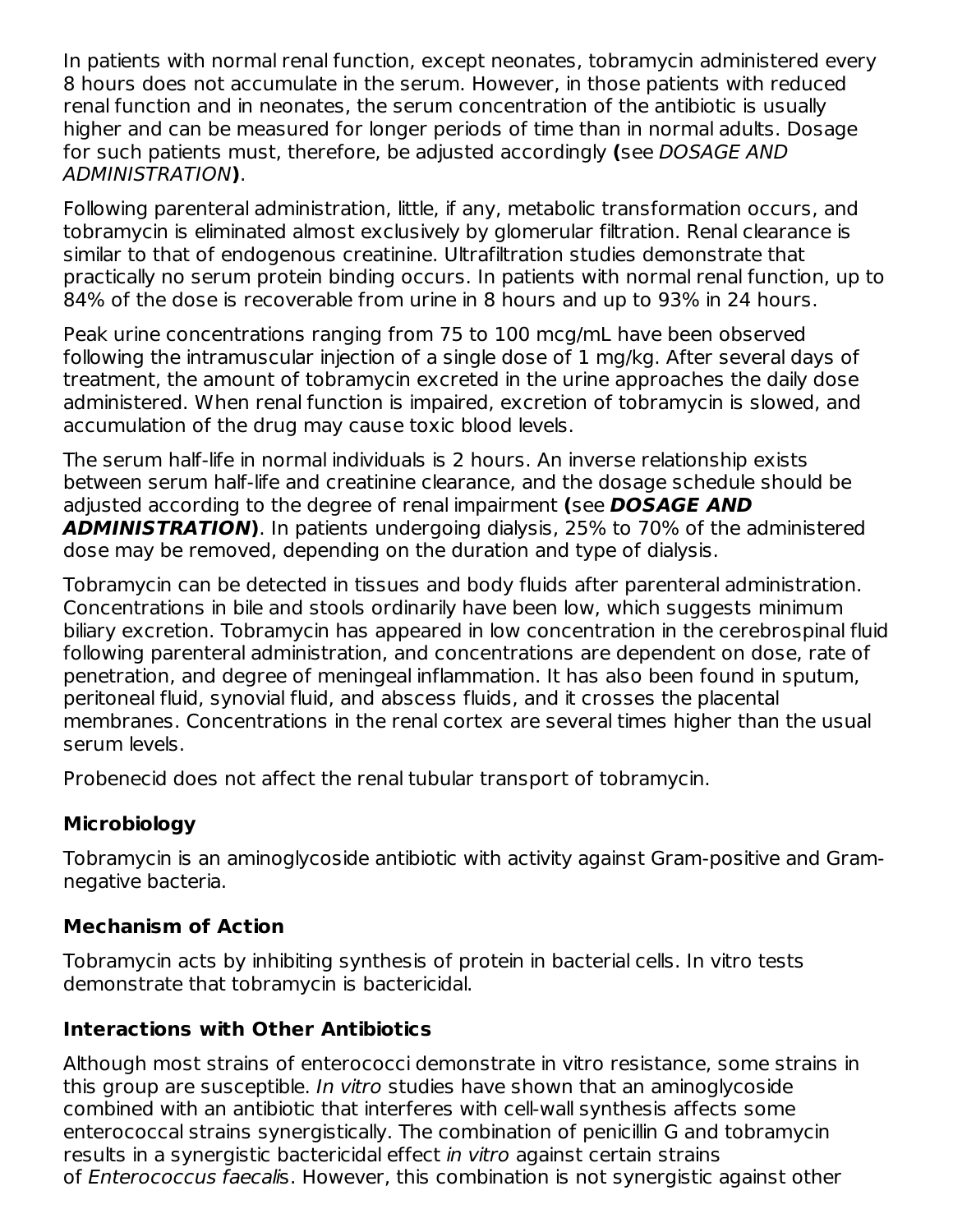In patients with normal renal function, except neonates, tobramycin administered every 8 hours does not accumulate in the serum. However, in those patients with reduced renal function and in neonates, the serum concentration of the antibiotic is usually higher and can be measured for longer periods of time than in normal adults. Dosage for such patients must, therefore, be adjusted accordingly **(**see *DOSAGE AND ADMINISTRATION***)**.

Following parenteral administration, little, if any, metabolic transformation occurs, and tobramycin is eliminated almost exclusively by glomerular filtration. Renal clearance is similar to that of endogenous creatinine. Ultrafiltration studies demonstrate that practically no serum protein binding occurs. In patients with normal renal function, up to 84% of the dose is recoverable from urine in 8 hours and up to 93% in 24 hours.

Peak urine concentrations ranging from 75 to 100 mcg/mL have been observed following the intramuscular injection of a single dose of 1 mg/kg. After several days of treatment, the amount of tobramycin excreted in the urine approaches the daily dose administered. When renal function is impaired, excretion of tobramycin is slowed, and accumulation of the drug may cause toxic blood levels.

The serum half-life in normal individuals is 2 hours. An inverse relationship exists between serum half-life and creatinine clearance, and the dosage schedule should be adjusted according to the degree of renal impairment **(**see ***DOSAGE AND ADMINISTRATION*)**. In patients undergoing dialysis, 25% to 70% of the administered dose may be removed, depending on the duration and type of dialysis.

Tobramycin can be detected in tissues and body fluids after parenteral administration. Concentrations in bile and stools ordinarily have been low, which suggests minimum biliary excretion. Tobramycin has appeared in low concentration in the cerebrospinal fluid following parenteral administration, and concentrations are dependent on dose, rate of penetration, and degree of meningeal inflammation. It has also been found in sputum, peritoneal fluid, synovial fluid, and abscess fluids, and it crosses the placental membranes. Concentrations in the renal cortex are several times higher than the usual serum levels.

Probenecid does not affect the renal tubular transport of tobramycin.

**Microbiology**

Tobramycin is an aminoglycoside antibiotic with activity against Gram-positive and Gram-negative bacteria.

**Mechanism of Action**

Tobramycin acts by inhibiting synthesis of protein in bacterial cells. In vitro tests demonstrate that tobramycin is bactericidal.

**Interactions with Other Antibiotics**

Although most strains of enterococci demonstrate in vitro resistance, some strains in this group are susceptible. *In vitro* studies have shown that an aminoglycoside combined with an antibiotic that interferes with cell-wall synthesis affects some enterococcal strains synergistically. The combination of penicillin G and tobramycin results in a synergistic bactericidal effect *in vitro* against certain strains of *Enterococcus faecalis*. However, this combination is not synergistic against other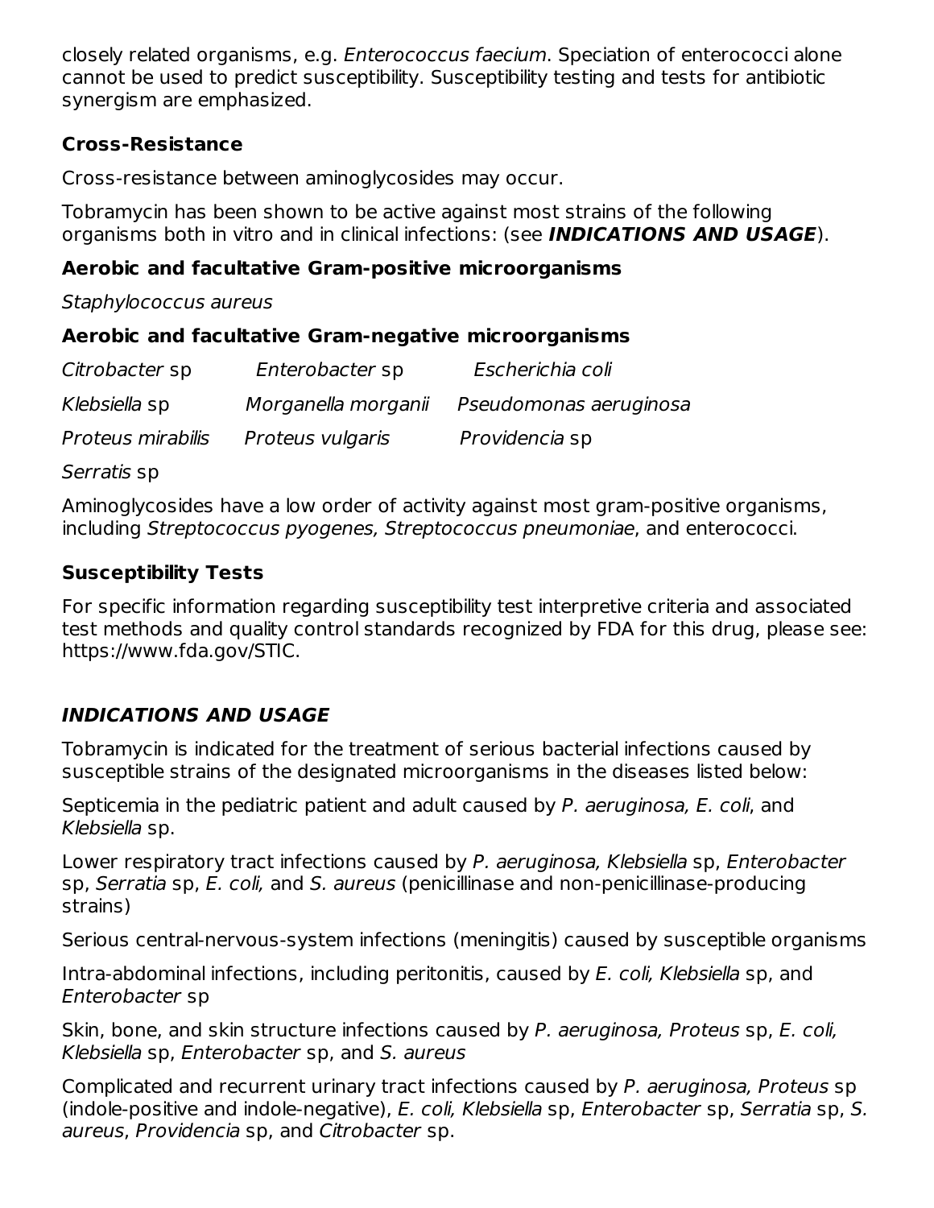closely related organisms, e.g. *Enterococcus faecium*. Speciation of enterococci alone cannot be used to predict susceptibility. Susceptibility testing and tests for antibiotic synergism are emphasized.

### Cross-Resistance

Cross-resistance between aminoglycosides may occur.

Tobramycin has been shown to be active against most strains of the following organisms both in vitro and in clinical infections: (see ***INDICATIONS AND USAGE***).

**Aerobic and facultative Gram-positive microorganisms**

*Staphylococcus aureus*

**Aerobic and facultative Gram-negative microorganisms**

| | | |
|---|---|---|
| *Citrobacter* sp | *Enterobacter* sp | *Escherichia coli* |
| *Klebsiella* sp | *Morganella morganii* | *Pseudomonas aeruginosa* |
| *Proteus mirabilis* | *Proteus vulgaris* | *Providencia* sp |
| *Serratis* sp | | |

Aminoglycosides have a low order of activity against most gram-positive organisms, including *Streptococcus pyogenes, Streptococcus pneumoniae*, and enterococci.

### Susceptibility Tests

For specific information regarding susceptibility test interpretive criteria and associated test methods and quality control standards recognized by FDA for this drug, please see: https://www.fda.gov/STIC.

## *INDICATIONS AND USAGE*

Tobramycin is indicated for the treatment of serious bacterial infections caused by susceptible strains of the designated microorganisms in the diseases listed below:

Septicemia in the pediatric patient and adult caused by *P. aeruginosa, E. coli*, and *Klebsiella* sp.

Lower respiratory tract infections caused by *P. aeruginosa, Klebsiella* sp, *Enterobacter* sp, *Serratia* sp, *E. coli,* and *S. aureus* (penicillinase and non-penicillinase-producing strains)

Serious central-nervous-system infections (meningitis) caused by susceptible organisms

Intra-abdominal infections, including peritonitis, caused by *E. coli, Klebsiella* sp, and *Enterobacter* sp

Skin, bone, and skin structure infections caused by *P. aeruginosa, Proteus* sp, *E. coli, Klebsiella* sp, *Enterobacter* sp, and *S. aureus*

Complicated and recurrent urinary tract infections caused by *P. aeruginosa, Proteus* sp (indole-positive and indole-negative), *E. coli, Klebsiella* sp, *Enterobacter* sp, *Serratia* sp, *S. aureus*, *Providencia* sp, and *Citrobacter* sp.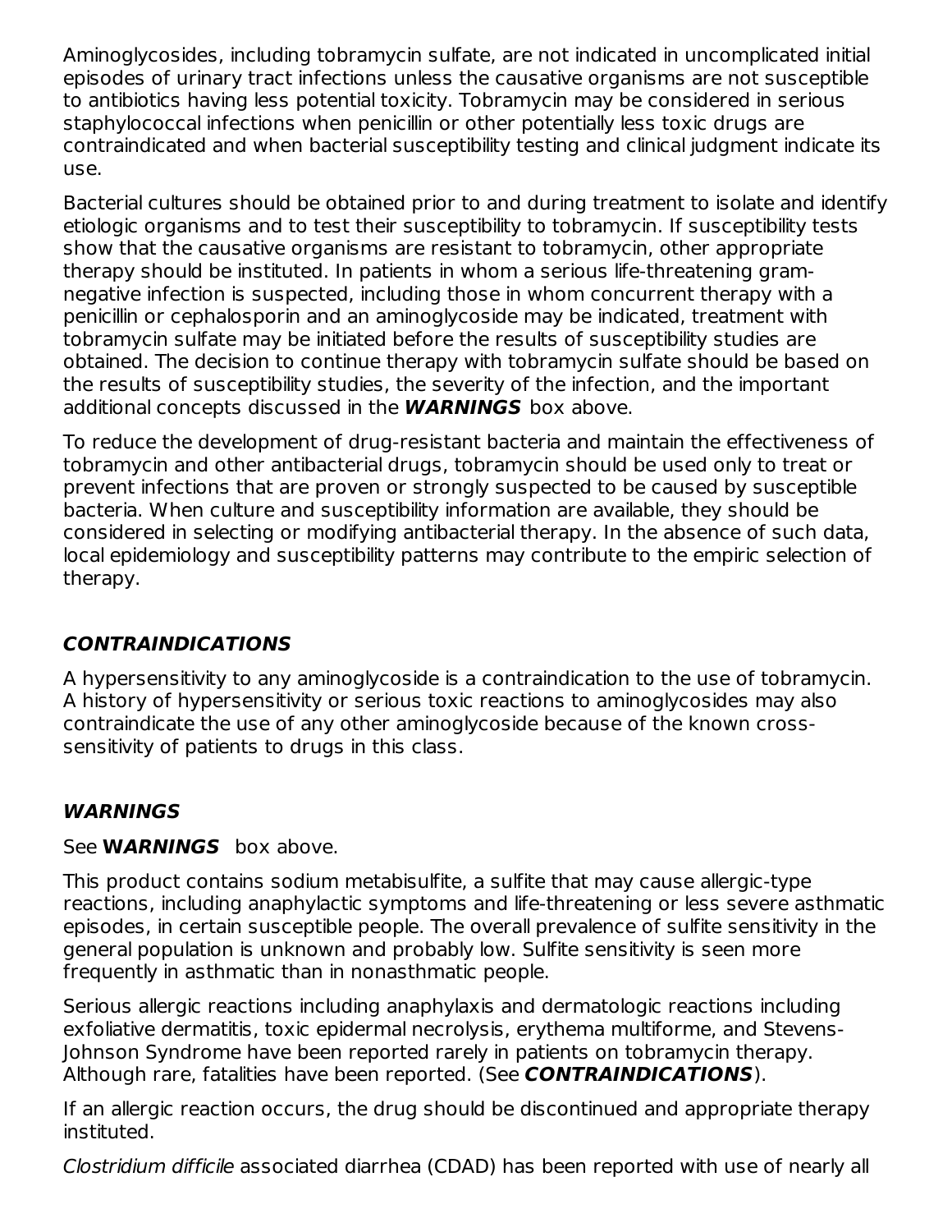Aminoglycosides, including tobramycin sulfate, are not indicated in uncomplicated initial episodes of urinary tract infections unless the causative organisms are not susceptible to antibiotics having less potential toxicity. Tobramycin may be considered in serious staphylococcal infections when penicillin or other potentially less toxic drugs are contraindicated and when bacterial susceptibility testing and clinical judgment indicate its use.

Bacterial cultures should be obtained prior to and during treatment to isolate and identify etiologic organisms and to test their susceptibility to tobramycin. If susceptibility tests show that the causative organisms are resistant to tobramycin, other appropriate therapy should be instituted. In patients in whom a serious life-threatening gram-negative infection is suspected, including those in whom concurrent therapy with a penicillin or cephalosporin and an aminoglycoside may be indicated, treatment with tobramycin sulfate may be initiated before the results of susceptibility studies are obtained. The decision to continue therapy with tobramycin sulfate should be based on the results of susceptibility studies, the severity of the infection, and the important additional concepts discussed in the ***WARNINGS*** box above.

To reduce the development of drug-resistant bacteria and maintain the effectiveness of tobramycin and other antibacterial drugs, tobramycin should be used only to treat or prevent infections that are proven or strongly suspected to be caused by susceptible bacteria. When culture and susceptibility information are available, they should be considered in selecting or modifying antibacterial therapy. In the absence of such data, local epidemiology and susceptibility patterns may contribute to the empiric selection of therapy.

## *CONTRAINDICATIONS*

A hypersensitivity to any aminoglycoside is a contraindication to the use of tobramycin. A history of hypersensitivity or serious toxic reactions to aminoglycosides may also contraindicate the use of any other aminoglycoside because of the known cross-sensitivity of patients to drugs in this class.

## *WARNINGS*

See **WARNINGS** box above.

This product contains sodium metabisulfite, a sulfite that may cause allergic-type reactions, including anaphylactic symptoms and life-threatening or less severe asthmatic episodes, in certain susceptible people. The overall prevalence of sulfite sensitivity in the general population is unknown and probably low. Sulfite sensitivity is seen more frequently in asthmatic than in nonasthmatic people.

Serious allergic reactions including anaphylaxis and dermatologic reactions including exfoliative dermatitis, toxic epidermal necrolysis, erythema multiforme, and Stevens-Johnson Syndrome have been reported rarely in patients on tobramycin therapy. Although rare, fatalities have been reported. (See ***CONTRAINDICATIONS***).

If an allergic reaction occurs, the drug should be discontinued and appropriate therapy instituted.

*Clostridium difficile* associated diarrhea (CDAD) has been reported with use of nearly all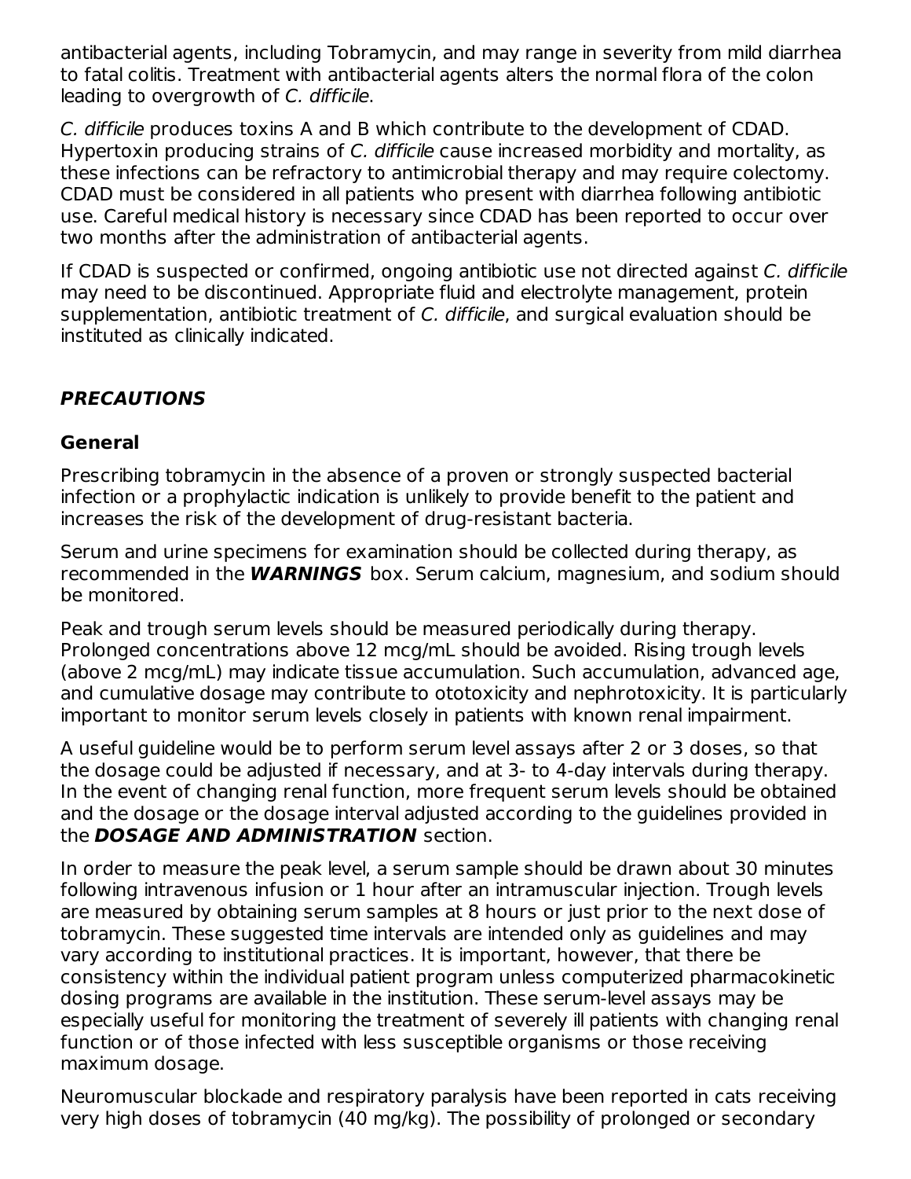antibacterial agents, including Tobramycin, and may range in severity from mild diarrhea to fatal colitis. Treatment with antibacterial agents alters the normal flora of the colon leading to overgrowth of *C. difficile*.

*C. difficile* produces toxins A and B which contribute to the development of CDAD. Hypertoxin producing strains of *C. difficile* cause increased morbidity and mortality, as these infections can be refractory to antimicrobial therapy and may require colectomy. CDAD must be considered in all patients who present with diarrhea following antibiotic use. Careful medical history is necessary since CDAD has been reported to occur over two months after the administration of antibacterial agents.

If CDAD is suspected or confirmed, ongoing antibiotic use not directed against *C. difficile* may need to be discontinued. Appropriate fluid and electrolyte management, protein supplementation, antibiotic treatment of *C. difficile*, and surgical evaluation should be instituted as clinically indicated.

## ***PRECAUTIONS***

### General

Prescribing tobramycin in the absence of a proven or strongly suspected bacterial infection or a prophylactic indication is unlikely to provide benefit to the patient and increases the risk of the development of drug-resistant bacteria.

Serum and urine specimens for examination should be collected during therapy, as recommended in the ***WARNINGS*** box. Serum calcium, magnesium, and sodium should be monitored.

Peak and trough serum levels should be measured periodically during therapy. Prolonged concentrations above 12 mcg/mL should be avoided. Rising trough levels (above 2 mcg/mL) may indicate tissue accumulation. Such accumulation, advanced age, and cumulative dosage may contribute to ototoxicity and nephrotoxicity. It is particularly important to monitor serum levels closely in patients with known renal impairment.

A useful guideline would be to perform serum level assays after 2 or 3 doses, so that the dosage could be adjusted if necessary, and at 3- to 4-day intervals during therapy. In the event of changing renal function, more frequent serum levels should be obtained and the dosage or the dosage interval adjusted according to the guidelines provided in the ***DOSAGE AND ADMINISTRATION*** section.

In order to measure the peak level, a serum sample should be drawn about 30 minutes following intravenous infusion or 1 hour after an intramuscular injection. Trough levels are measured by obtaining serum samples at 8 hours or just prior to the next dose of tobramycin. These suggested time intervals are intended only as guidelines and may vary according to institutional practices. It is important, however, that there be consistency within the individual patient program unless computerized pharmacokinetic dosing programs are available in the institution. These serum-level assays may be especially useful for monitoring the treatment of severely ill patients with changing renal function or of those infected with less susceptible organisms or those receiving maximum dosage.

Neuromuscular blockade and respiratory paralysis have been reported in cats receiving very high doses of tobramycin (40 mg/kg). The possibility of prolonged or secondary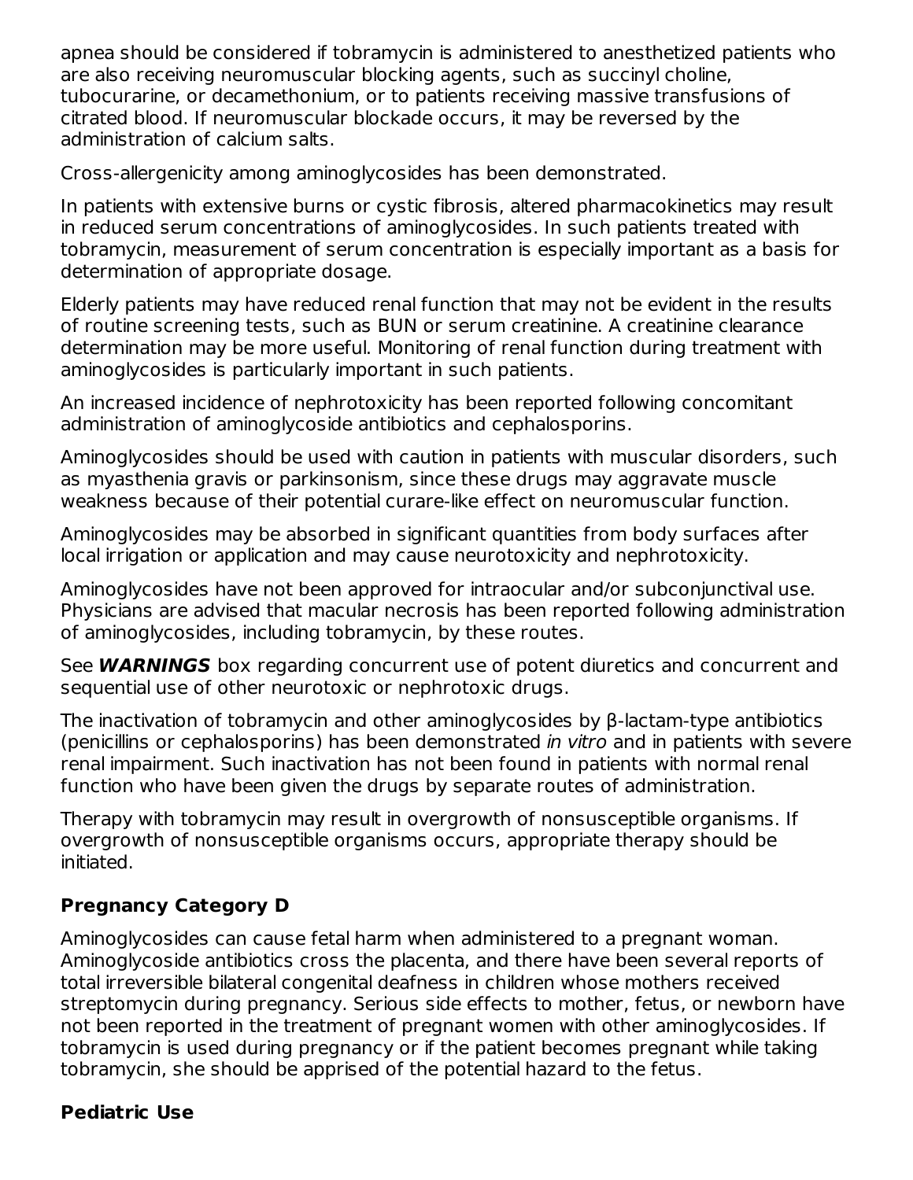apnea should be considered if tobramycin is administered to anesthetized patients who are also receiving neuromuscular blocking agents, such as succinyl choline, tubocurarine, or decamethonium, or to patients receiving massive transfusions of citrated blood. If neuromuscular blockade occurs, it may be reversed by the administration of calcium salts.

Cross-allergenicity among aminoglycosides has been demonstrated.

In patients with extensive burns or cystic fibrosis, altered pharmacokinetics may result in reduced serum concentrations of aminoglycosides. In such patients treated with tobramycin, measurement of serum concentration is especially important as a basis for determination of appropriate dosage.

Elderly patients may have reduced renal function that may not be evident in the results of routine screening tests, such as BUN or serum creatinine. A creatinine clearance determination may be more useful. Monitoring of renal function during treatment with aminoglycosides is particularly important in such patients.

An increased incidence of nephrotoxicity has been reported following concomitant administration of aminoglycoside antibiotics and cephalosporins.

Aminoglycosides should be used with caution in patients with muscular disorders, such as myasthenia gravis or parkinsonism, since these drugs may aggravate muscle weakness because of their potential curare-like effect on neuromuscular function.

Aminoglycosides may be absorbed in significant quantities from body surfaces after local irrigation or application and may cause neurotoxicity and nephrotoxicity.

Aminoglycosides have not been approved for intraocular and/or subconjunctival use. Physicians are advised that macular necrosis has been reported following administration of aminoglycosides, including tobramycin, by these routes.

See ***WARNINGS*** box regarding concurrent use of potent diuretics and concurrent and sequential use of other neurotoxic or nephrotoxic drugs.

The inactivation of tobramycin and other aminoglycosides by β-lactam-type antibiotics (penicillins or cephalosporins) has been demonstrated *in vitro* and in patients with severe renal impairment. Such inactivation has not been found in patients with normal renal function who have been given the drugs by separate routes of administration.

Therapy with tobramycin may result in overgrowth of nonsusceptible organisms. If overgrowth of nonsusceptible organisms occurs, appropriate therapy should be initiated.

**Pregnancy Category D**

Aminoglycosides can cause fetal harm when administered to a pregnant woman. Aminoglycoside antibiotics cross the placenta, and there have been several reports of total irreversible bilateral congenital deafness in children whose mothers received streptomycin during pregnancy. Serious side effects to mother, fetus, or newborn have not been reported in the treatment of pregnant women with other aminoglycosides. If tobramycin is used during pregnancy or if the patient becomes pregnant while taking tobramycin, she should be apprised of the potential hazard to the fetus.

**Pediatric Use**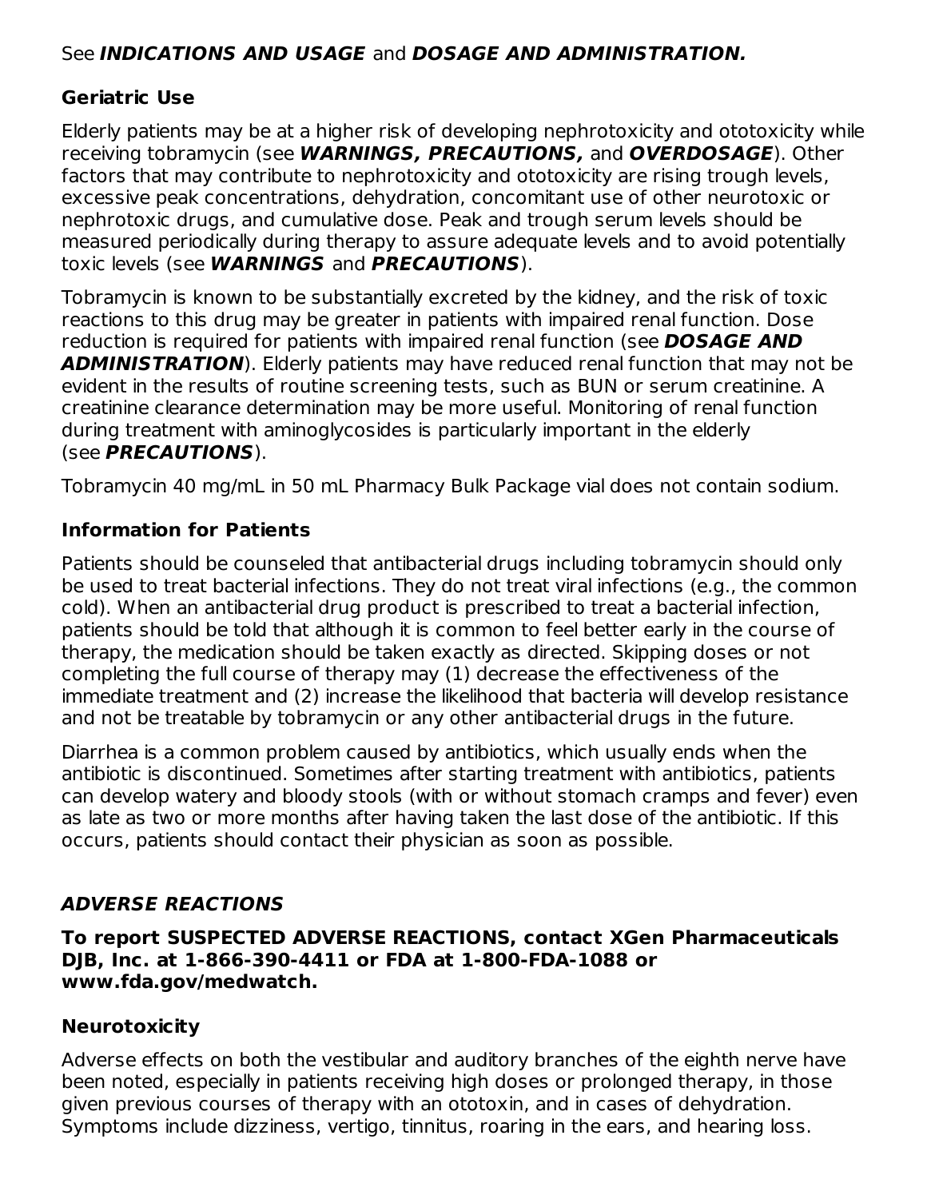See ***INDICATIONS AND USAGE*** and ***DOSAGE AND ADMINISTRATION.***

### Geriatric Use

Elderly patients may be at a higher risk of developing nephrotoxicity and ototoxicity while receiving tobramycin (see ***WARNINGS, PRECAUTIONS,*** and ***OVERDOSAGE***). Other factors that may contribute to nephrotoxicity and ototoxicity are rising trough levels, excessive peak concentrations, dehydration, concomitant use of other neurotoxic or nephrotoxic drugs, and cumulative dose. Peak and trough serum levels should be measured periodically during therapy to assure adequate levels and to avoid potentially toxic levels (see ***WARNINGS*** and ***PRECAUTIONS***).

Tobramycin is known to be substantially excreted by the kidney, and the risk of toxic reactions to this drug may be greater in patients with impaired renal function. Dose reduction is required for patients with impaired renal function (see ***DOSAGE AND ADMINISTRATION***). Elderly patients may have reduced renal function that may not be evident in the results of routine screening tests, such as BUN or serum creatinine. A creatinine clearance determination may be more useful. Monitoring of renal function during treatment with aminoglycosides is particularly important in the elderly (see ***PRECAUTIONS***).

Tobramycin 40 mg/mL in 50 mL Pharmacy Bulk Package vial does not contain sodium.

### Information for Patients

Patients should be counseled that antibacterial drugs including tobramycin should only be used to treat bacterial infections. They do not treat viral infections (e.g., the common cold). When an antibacterial drug product is prescribed to treat a bacterial infection, patients should be told that although it is common to feel better early in the course of therapy, the medication should be taken exactly as directed. Skipping doses or not completing the full course of therapy may (1) decrease the effectiveness of the immediate treatment and (2) increase the likelihood that bacteria will develop resistance and not be treatable by tobramycin or any other antibacterial drugs in the future.

Diarrhea is a common problem caused by antibiotics, which usually ends when the antibiotic is discontinued. Sometimes after starting treatment with antibiotics, patients can develop watery and bloody stools (with or without stomach cramps and fever) even as late as two or more months after having taken the last dose of the antibiotic. If this occurs, patients should contact their physician as soon as possible.

## *ADVERSE REACTIONS*

**To report SUSPECTED ADVERSE REACTIONS, contact XGen Pharmaceuticals DJB, Inc. at 1-866-390-4411 or FDA at 1-800-FDA-1088 or www.fda.gov/medwatch.**

### Neurotoxicity

Adverse effects on both the vestibular and auditory branches of the eighth nerve have been noted, especially in patients receiving high doses or prolonged therapy, in those given previous courses of therapy with an ototoxin, and in cases of dehydration. Symptoms include dizziness, vertigo, tinnitus, roaring in the ears, and hearing loss.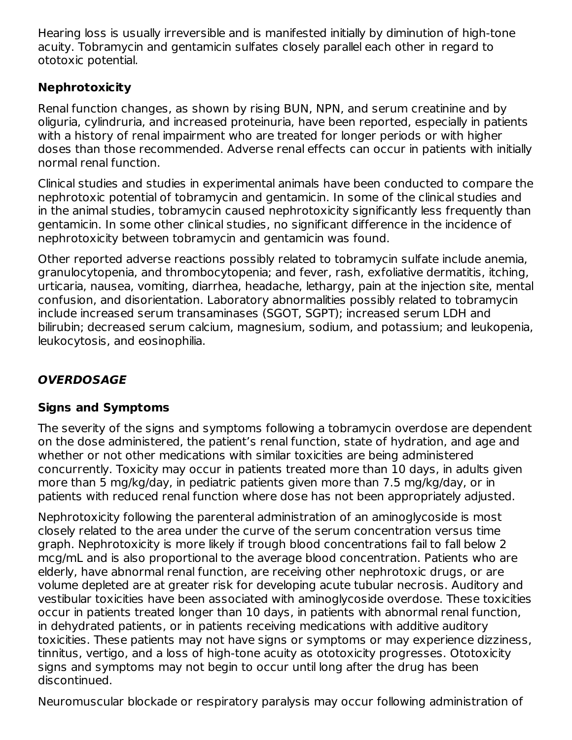Hearing loss is usually irreversible and is manifested initially by diminution of high-tone acuity. Tobramycin and gentamicin sulfates closely parallel each other in regard to ototoxic potential.

### Nephrotoxicity

Renal function changes, as shown by rising BUN, NPN, and serum creatinine and by oliguria, cylindruria, and increased proteinuria, have been reported, especially in patients with a history of renal impairment who are treated for longer periods or with higher doses than those recommended. Adverse renal effects can occur in patients with initially normal renal function.

Clinical studies and studies in experimental animals have been conducted to compare the nephrotoxic potential of tobramycin and gentamicin. In some of the clinical studies and in the animal studies, tobramycin caused nephrotoxicity significantly less frequently than gentamicin. In some other clinical studies, no significant difference in the incidence of nephrotoxicity between tobramycin and gentamicin was found.

Other reported adverse reactions possibly related to tobramycin sulfate include anemia, granulocytopenia, and thrombocytopenia; and fever, rash, exfoliative dermatitis, itching, urticaria, nausea, vomiting, diarrhea, headache, lethargy, pain at the injection site, mental confusion, and disorientation. Laboratory abnormalities possibly related to tobramycin include increased serum transaminases (SGOT, SGPT); increased serum LDH and bilirubin; decreased serum calcium, magnesium, sodium, and potassium; and leukopenia, leukocytosis, and eosinophilia.

## *OVERDOSAGE*

### Signs and Symptoms

The severity of the signs and symptoms following a tobramycin overdose are dependent on the dose administered, the patient's renal function, state of hydration, and age and whether or not other medications with similar toxicities are being administered concurrently. Toxicity may occur in patients treated more than 10 days, in adults given more than 5 mg/kg/day, in pediatric patients given more than 7.5 mg/kg/day, or in patients with reduced renal function where dose has not been appropriately adjusted.

Nephrotoxicity following the parenteral administration of an aminoglycoside is most closely related to the area under the curve of the serum concentration versus time graph. Nephrotoxicity is more likely if trough blood concentrations fail to fall below 2 mcg/mL and is also proportional to the average blood concentration. Patients who are elderly, have abnormal renal function, are receiving other nephrotoxic drugs, or are volume depleted are at greater risk for developing acute tubular necrosis. Auditory and vestibular toxicities have been associated with aminoglycoside overdose. These toxicities occur in patients treated longer than 10 days, in patients with abnormal renal function, in dehydrated patients, or in patients receiving medications with additive auditory toxicities. These patients may not have signs or symptoms or may experience dizziness, tinnitus, vertigo, and a loss of high-tone acuity as ototoxicity progresses. Ototoxicity signs and symptoms may not begin to occur until long after the drug has been discontinued.

Neuromuscular blockade or respiratory paralysis may occur following administration of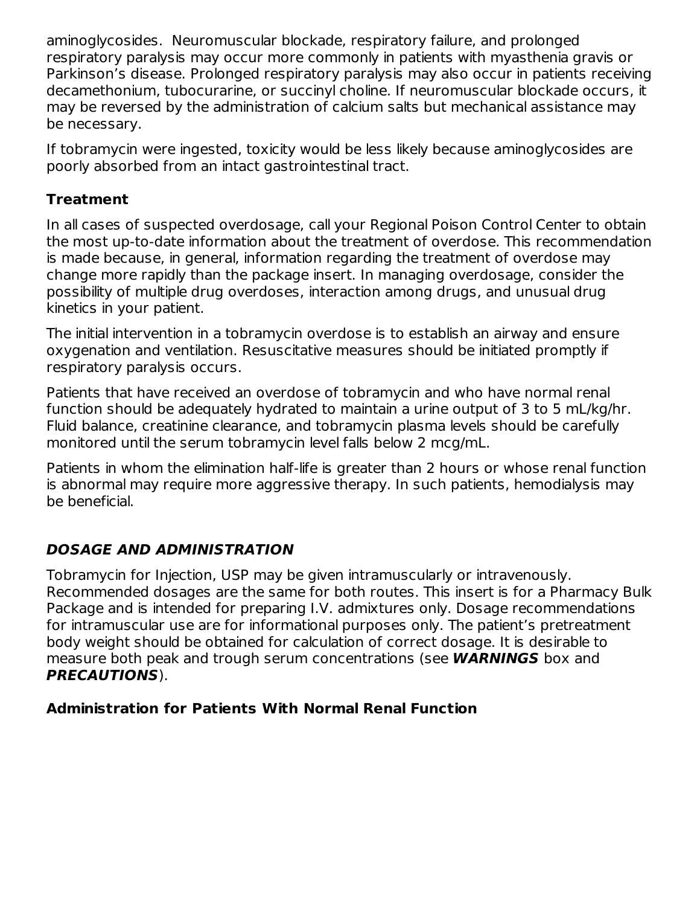aminoglycosides. Neuromuscular blockade, respiratory failure, and prolonged respiratory paralysis may occur more commonly in patients with myasthenia gravis or Parkinson's disease. Prolonged respiratory paralysis may also occur in patients receiving decamethonium, tubocurarine, or succinyl choline. If neuromuscular blockade occurs, it may be reversed by the administration of calcium salts but mechanical assistance may be necessary.

If tobramycin were ingested, toxicity would be less likely because aminoglycosides are poorly absorbed from an intact gastrointestinal tract.

**Treatment**

In all cases of suspected overdosage, call your Regional Poison Control Center to obtain the most up-to-date information about the treatment of overdose. This recommendation is made because, in general, information regarding the treatment of overdose may change more rapidly than the package insert. In managing overdosage, consider the possibility of multiple drug overdoses, interaction among drugs, and unusual drug kinetics in your patient.

The initial intervention in a tobramycin overdose is to establish an airway and ensure oxygenation and ventilation. Resuscitative measures should be initiated promptly if respiratory paralysis occurs.

Patients that have received an overdose of tobramycin and who have normal renal function should be adequately hydrated to maintain a urine output of 3 to 5 mL/kg/hr. Fluid balance, creatinine clearance, and tobramycin plasma levels should be carefully monitored until the serum tobramycin level falls below 2 mcg/mL.

Patients in whom the elimination half-life is greater than 2 hours or whose renal function is abnormal may require more aggressive therapy. In such patients, hemodialysis may be beneficial.

## *DOSAGE AND ADMINISTRATION*

Tobramycin for Injection, USP may be given intramuscularly or intravenously. Recommended dosages are the same for both routes. This insert is for a Pharmacy Bulk Package and is intended for preparing I.V. admixtures only. Dosage recommendations for intramuscular use are for informational purposes only. The patient's pretreatment body weight should be obtained for calculation of correct dosage. It is desirable to measure both peak and trough serum concentrations (see ***WARNINGS*** box and ***PRECAUTIONS***).

**Administration for Patients With Normal Renal Function**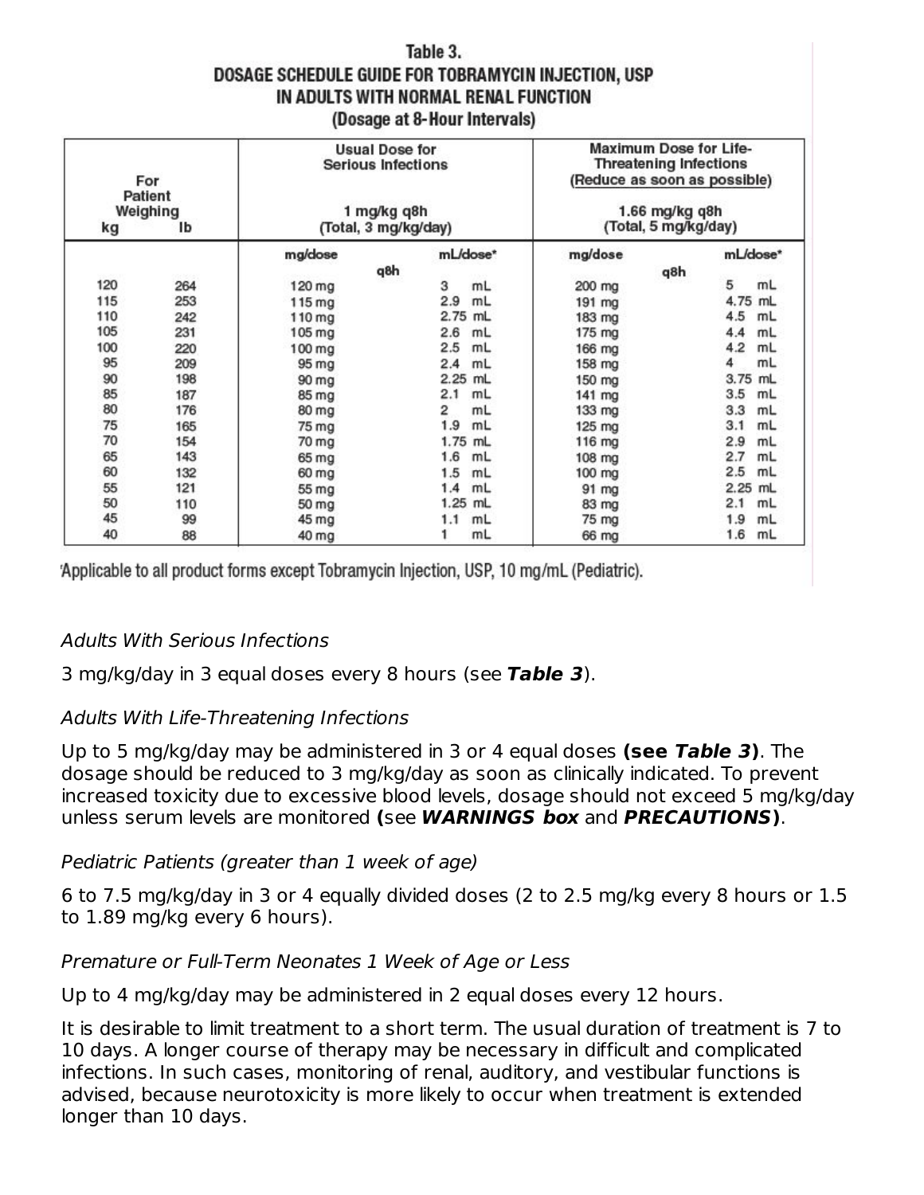**Table 3.**
**DOSAGE SCHEDULE GUIDE FOR TOBRAMYCIN INJECTION, USP IN ADULTS WITH NORMAL RENAL FUNCTION**
**(Dosage at 8-Hour Intervals)**

| For Patient Weighing | | Usual Dose for Serious Infections 1 mg/kg q8h (Total, 3 mg/kg/day) | | Maximum Dose for Life-Threatening Infections (Reduce as soon as possible) 1.66 mg/kg q8h (Total, 5 mg/kg/day) | |
|---|---|---|---|---|---|
| kg | lb | mg/dose q8h | mL/dose* | mg/dose q8h | mL/dose* |
| 120 | 264 | 120 mg | 3 mL | 200 mg | 5 mL |
| 115 | 253 | 115 mg | 2.9 mL | 191 mg | 4.75 mL |
| 110 | 242 | 110 mg | 2.75 mL | 183 mg | 4.5 mL |
| 105 | 231 | 105 mg | 2.6 mL | 175 mg | 4.4 mL |
| 100 | 220 | 100 mg | 2.5 mL | 166 mg | 4.2 mL |
| 95 | 209 | 95 mg | 2.4 mL | 158 mg | 4 mL |
| 90 | 198 | 90 mg | 2.25 mL | 150 mg | 3.75 mL |
| 85 | 187 | 85 mg | 2.1 mL | 141 mg | 3.5 mL |
| 80 | 176 | 80 mg | 2 mL | 133 mg | 3.3 mL |
| 75 | 165 | 75 mg | 1.9 mL | 125 mg | 3.1 mL |
| 70 | 154 | 70 mg | 1.75 mL | 116 mg | 2.9 mL |
| 65 | 143 | 65 mg | 1.6 mL | 108 mg | 2.7 mL |
| 60 | 132 | 60 mg | 1.5 mL | 100 mg | 2.5 mL |
| 55 | 121 | 55 mg | 1.4 mL | 91 mg | 2.25 mL |
| 50 | 110 | 50 mg | 1.25 mL | 83 mg | 2.1 mL |
| 45 | 99 | 45 mg | 1.1 mL | 75 mg | 1.9 mL |
| 40 | 88 | 40 mg | 1 mL | 66 mg | 1.6 mL |

*Applicable to all product forms except Tobramycin Injection, USP, 10 mg/mL (Pediatric).

*Adults With Serious Infections*

3 mg/kg/day in 3 equal doses every 8 hours (see ***Table 3***).

*Adults With Life-Threatening Infections*

Up to 5 mg/kg/day may be administered in 3 or 4 equal doses **(see *Table 3*)**. The dosage should be reduced to 3 mg/kg/day as soon as clinically indicated. To prevent increased toxicity due to excessive blood levels, dosage should not exceed 5 mg/kg/day unless serum levels are monitored **(**see ***WARNINGS box*** and ***PRECAUTIONS*)**.

*Pediatric Patients (greater than 1 week of age)*

6 to 7.5 mg/kg/day in 3 or 4 equally divided doses (2 to 2.5 mg/kg every 8 hours or 1.5 to 1.89 mg/kg every 6 hours).

*Premature or Full-Term Neonates 1 Week of Age or Less*

Up to 4 mg/kg/day may be administered in 2 equal doses every 12 hours.

It is desirable to limit treatment to a short term. The usual duration of treatment is 7 to 10 days. A longer course of therapy may be necessary in difficult and complicated infections. In such cases, monitoring of renal, auditory, and vestibular functions is advised, because neurotoxicity is more likely to occur when treatment is extended longer than 10 days.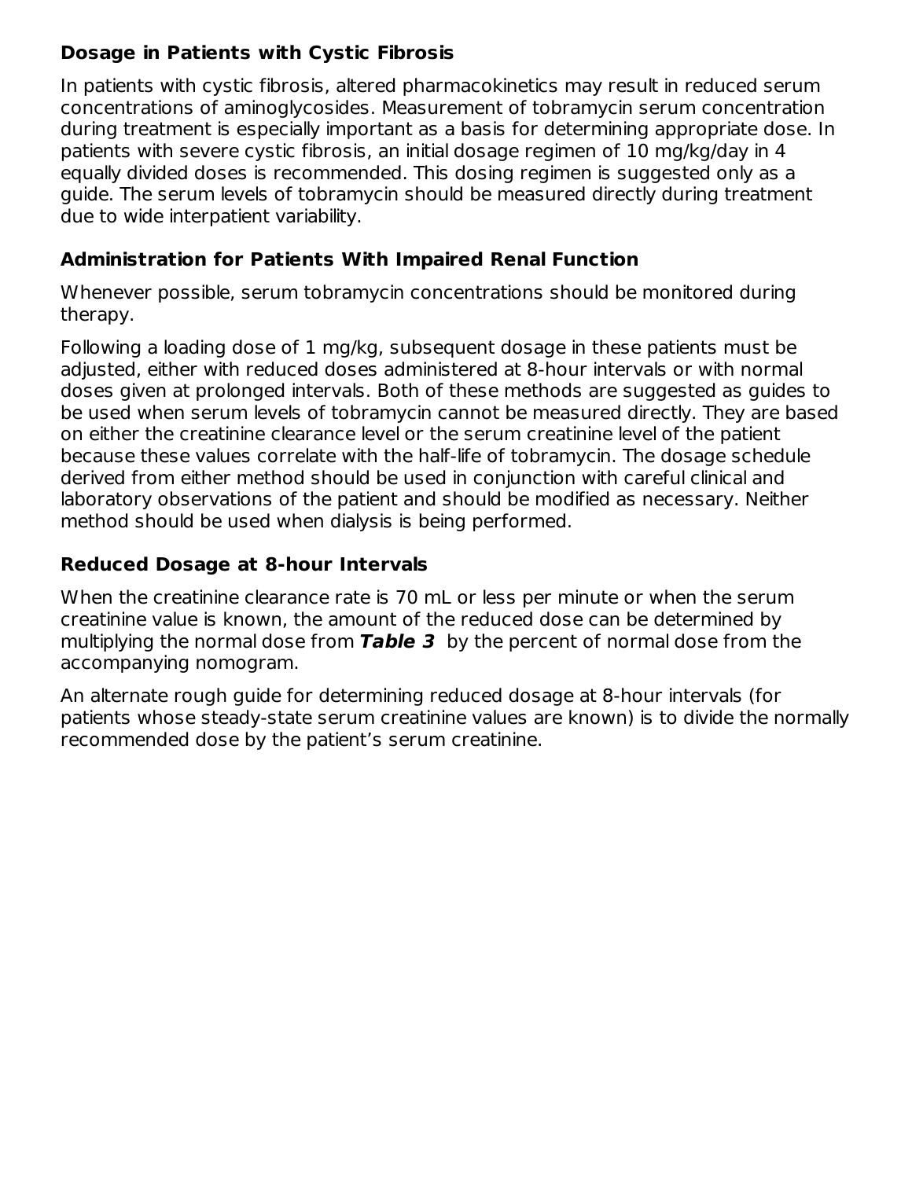### Dosage in Patients with Cystic Fibrosis

In patients with cystic fibrosis, altered pharmacokinetics may result in reduced serum concentrations of aminoglycosides. Measurement of tobramycin serum concentration during treatment is especially important as a basis for determining appropriate dose. In patients with severe cystic fibrosis, an initial dosage regimen of 10 mg/kg/day in 4 equally divided doses is recommended. This dosing regimen is suggested only as a guide. The serum levels of tobramycin should be measured directly during treatment due to wide interpatient variability.

### Administration for Patients With Impaired Renal Function

Whenever possible, serum tobramycin concentrations should be monitored during therapy.

Following a loading dose of 1 mg/kg, subsequent dosage in these patients must be adjusted, either with reduced doses administered at 8-hour intervals or with normal doses given at prolonged intervals. Both of these methods are suggested as guides to be used when serum levels of tobramycin cannot be measured directly. They are based on either the creatinine clearance level or the serum creatinine level of the patient because these values correlate with the half-life of tobramycin. The dosage schedule derived from either method should be used in conjunction with careful clinical and laboratory observations of the patient and should be modified as necessary. Neither method should be used when dialysis is being performed.

### Reduced Dosage at 8-hour Intervals

When the creatinine clearance rate is 70 mL or less per minute or when the serum creatinine value is known, the amount of the reduced dose can be determined by multiplying the normal dose from ***Table 3*** by the percent of normal dose from the accompanying nomogram.

An alternate rough guide for determining reduced dosage at 8-hour intervals (for patients whose steady-state serum creatinine values are known) is to divide the normally recommended dose by the patient's serum creatinine.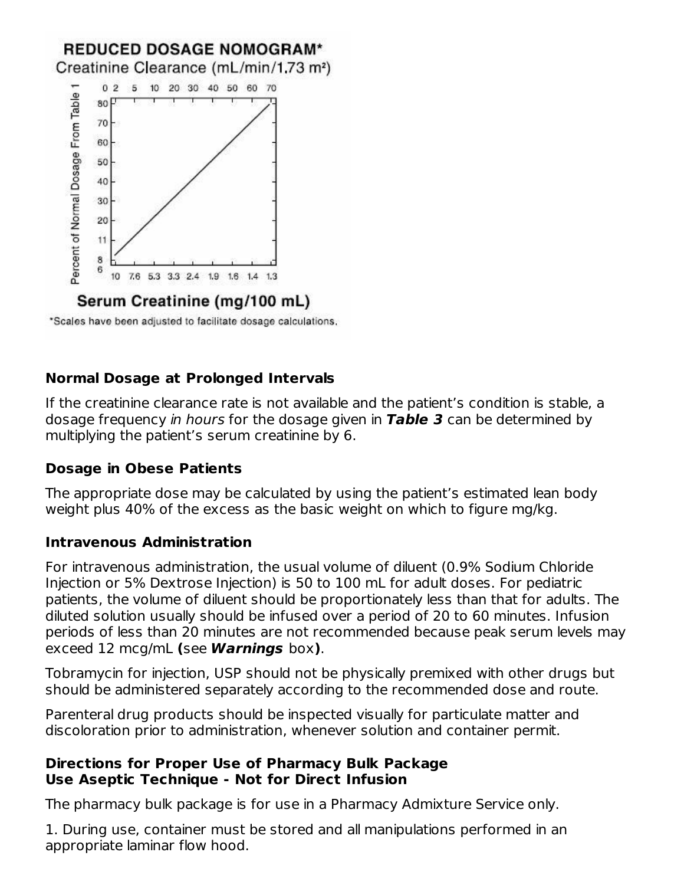**REDUCED DOSAGE NOMOGRAM***

Creatinine Clearance (mL/min/1.73 m²)

*Scales have been adjusted to facilitate dosage calculations.

### Normal Dosage at Prolonged Intervals

If the creatinine clearance rate is not available and the patient's condition is stable, a dosage frequency *in hours* for the dosage given in ***Table 3*** can be determined by multiplying the patient's serum creatinine by 6.

### Dosage in Obese Patients

The appropriate dose may be calculated by using the patient's estimated lean body weight plus 40% of the excess as the basic weight on which to figure mg/kg.

### Intravenous Administration

For intravenous administration, the usual volume of diluent (0.9% Sodium Chloride Injection or 5% Dextrose Injection) is 50 to 100 mL for adult doses. For pediatric patients, the volume of diluent should be proportionately less than that for adults. The diluted solution usually should be infused over a period of 20 to 60 minutes. Infusion periods of less than 20 minutes are not recommended because peak serum levels may exceed 12 mcg/mL **(**see ***Warnings*** box**)**.

Tobramycin for injection, USP should not be physically premixed with other drugs but should be administered separately according to the recommended dose and route.

Parenteral drug products should be inspected visually for particulate matter and discoloration prior to administration, whenever solution and container permit.

### Directions for Proper Use of Pharmacy Bulk Package
### Use Aseptic Technique - Not for Direct Infusion

The pharmacy bulk package is for use in a Pharmacy Admixture Service only.

1. During use, container must be stored and all manipulations performed in an appropriate laminar flow hood.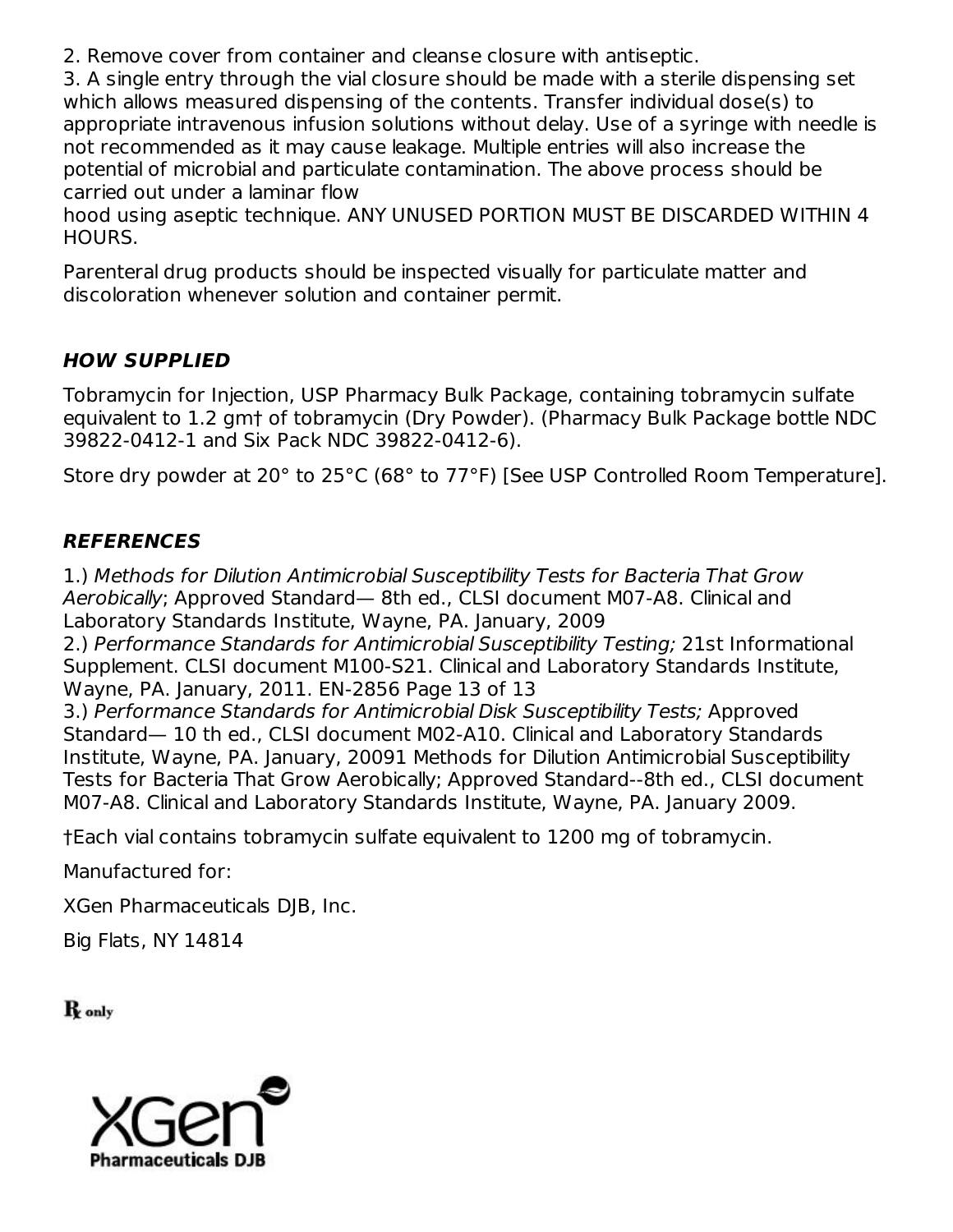2. Remove cover from container and cleanse closure with antiseptic.
3. A single entry through the vial closure should be made with a sterile dispensing set which allows measured dispensing of the contents. Transfer individual dose(s) to appropriate intravenous infusion solutions without delay. Use of a syringe with needle is not recommended as it may cause leakage. Multiple entries will also increase the potential of microbial and particulate contamination. The above process should be carried out under a laminar flow
hood using aseptic technique. ANY UNUSED PORTION MUST BE DISCARDED WITHIN 4 HOURS.

Parenteral drug products should be inspected visually for particulate matter and discoloration whenever solution and container permit.

### *HOW SUPPLIED*

Tobramycin for Injection, USP Pharmacy Bulk Package, containing tobramycin sulfate equivalent to 1.2 gm† of tobramycin (Dry Powder). (Pharmacy Bulk Package bottle NDC 39822-0412-1 and Six Pack NDC 39822-0412-6).

Store dry powder at 20° to 25°C (68° to 77°F) [See USP Controlled Room Temperature].

### *REFERENCES*

1.) *Methods for Dilution Antimicrobial Susceptibility Tests for Bacteria That Grow Aerobically*; Approved Standard— 8th ed., CLSI document M07-A8. Clinical and Laboratory Standards Institute, Wayne, PA. January, 2009
2.) *Performance Standards for Antimicrobial Susceptibility Testing;* 21st Informational Supplement. CLSI document M100-S21. Clinical and Laboratory Standards Institute, Wayne, PA. January, 2011. EN-2856 Page 13 of 13
3.) *Performance Standards for Antimicrobial Disk Susceptibility Tests;* Approved Standard— 10 th ed., CLSI document M02-A10. Clinical and Laboratory Standards Institute, Wayne, PA. January, 20091 Methods for Dilution Antimicrobial Susceptibility Tests for Bacteria That Grow Aerobically; Approved Standard--8th ed., CLSI document M07-A8. Clinical and Laboratory Standards Institute, Wayne, PA. January 2009.

†Each vial contains tobramycin sulfate equivalent to 1200 mg of tobramycin.

Manufactured for:

XGen Pharmaceuticals DJB, Inc.

Big Flats, NY 14814

℞ only

XGen Pharmaceuticals DJB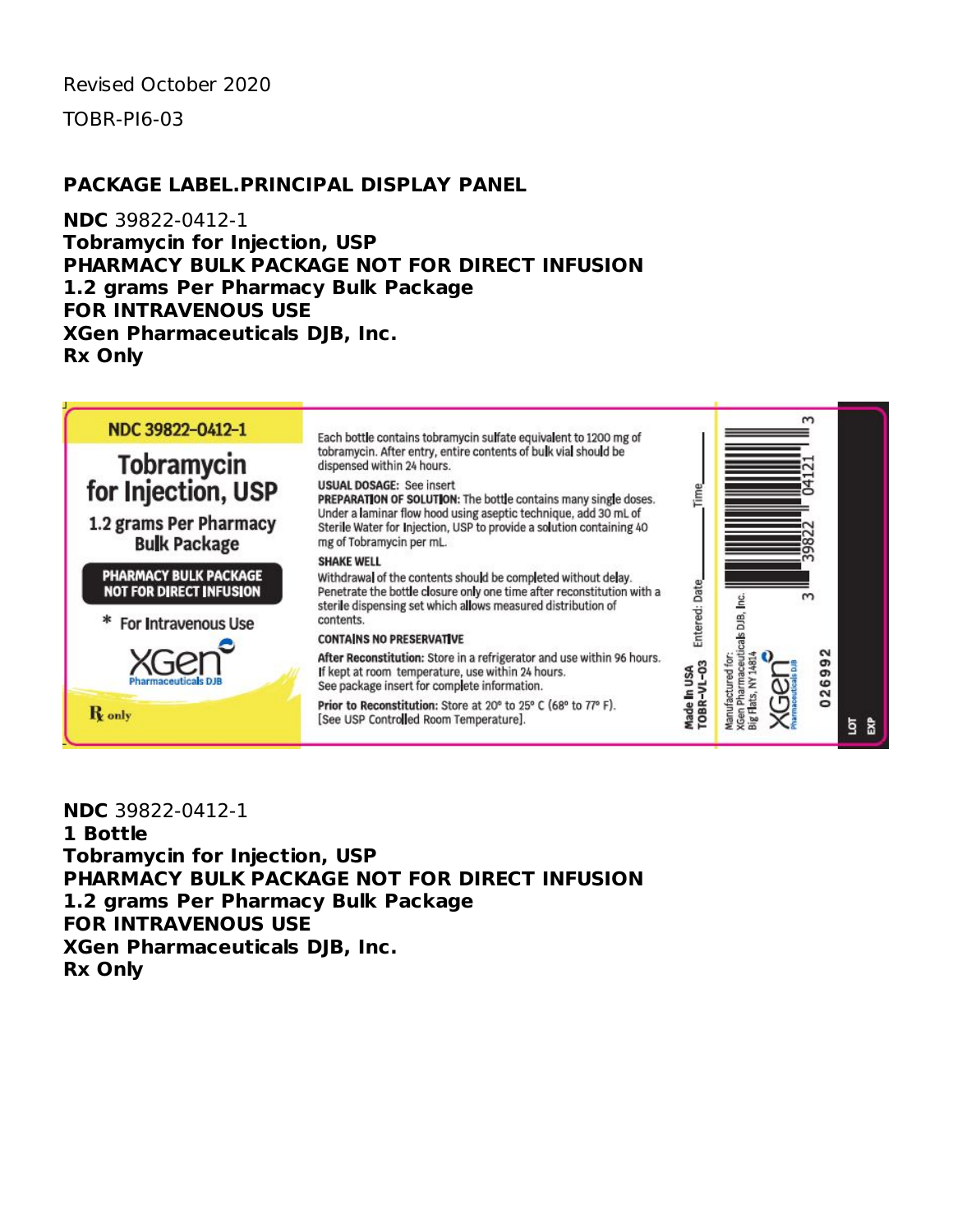Revised October 2020

TOBR-PI6-03

## PACKAGE LABEL.PRINCIPAL DISPLAY PANEL

**NDC** 39822-0412-1
**Tobramycin for Injection, USP**
**PHARMACY BULK PACKAGE NOT FOR DIRECT INFUSION**
**1.2 grams Per Pharmacy Bulk Package**
**FOR INTRAVENOUS USE**
**XGen Pharmaceuticals DJB, Inc.**
**Rx Only**

NDC 39822-0412-1

Tobramycin for Injection, USP

1.2 grams Per Pharmacy Bulk Package

PHARMACY BULK PACKAGE NOT FOR DIRECT INFUSION

* For Intravenous Use

XGen Pharmaceuticals DJB

Rx only

Each bottle contains tobramycin sulfate equivalent to 1200 mg of tobramycin. After entry, entire contents of bulk vial should be dispensed within 24 hours.

**USUAL DOSAGE:** See insert

**PREPARATION OF SOLUTION:** The bottle contains many single doses. Under a laminar flow hood using aseptic technique, add 30 mL of Sterile Water for Injection, USP to provide a solution containing 40 mg of Tobramycin per mL.

**SHAKE WELL**

Withdrawal of the contents should be completed without delay. Penetrate the bottle closure only one time after reconstitution with a sterile dispensing set which allows measured distribution of contents.

**CONTAINS NO PRESERVATIVE**

**After Reconstitution:** Store in a refrigerator and use within 96 hours. If kept at room temperature, use within 24 hours. See package insert for complete information.

**Prior to Reconstitution:** Store at 20° to 25° C (68° to 77° F). [See USP Controlled Room Temperature].

Entered: Date\_\_\_\_\_\_ Time\_\_\_\_\_\_

Made In USA
TOBR-VL-03

Manufactured for:
XGen Pharmaceuticals DJB, Inc.
Big Flats, NY 14814

3 39822 04121 3

026992

LOT
EXP

**NDC** 39822-0412-1
**1 Bottle**
**Tobramycin for Injection, USP**
**PHARMACY BULK PACKAGE NOT FOR DIRECT INFUSION**
**1.2 grams Per Pharmacy Bulk Package**
**FOR INTRAVENOUS USE**
**XGen Pharmaceuticals DJB, Inc.**
**Rx Only**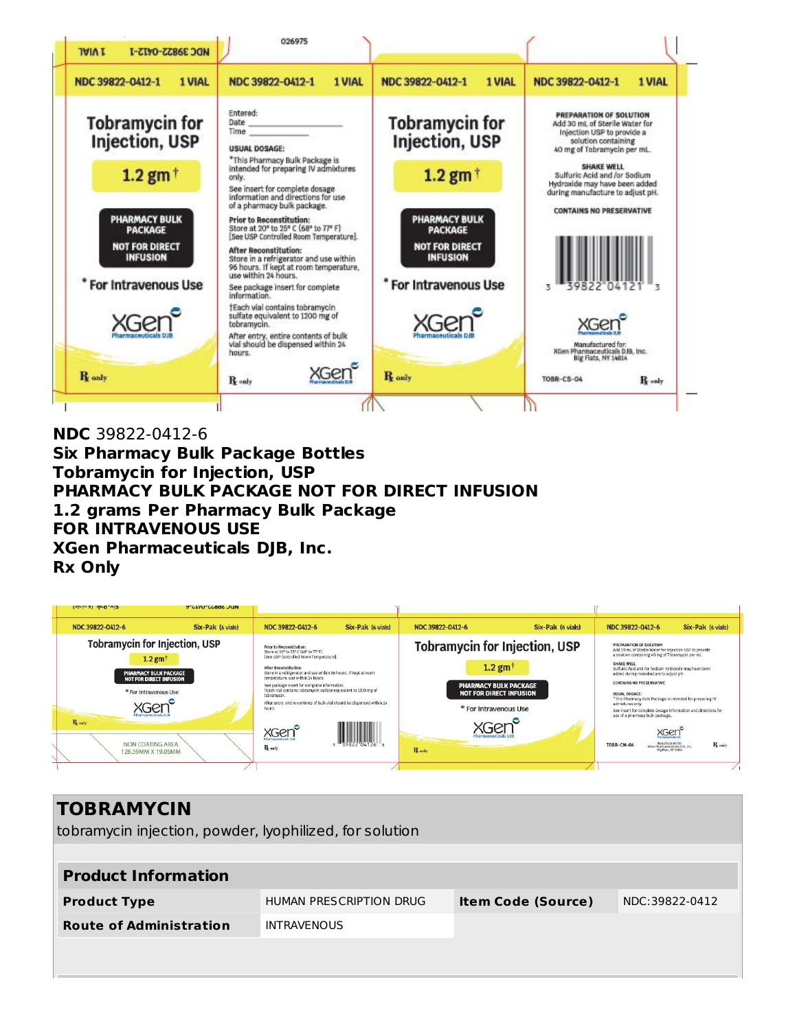NDC 39822-0412-1 1 VIAL

026975

NDC 39822-0412-1 1 VIAL

**Tobramycin for Injection, USP**

**1.2 gm†**

**PHARMACY BULK PACKAGE**

**NOT FOR DIRECT INFUSION**

* **For Intravenous Use**

XGen Pharmaceuticals DJB

℞ only

NDC 39822-0412-1 1 VIAL

Entered:
Date ____________
Time ____________

**USUAL DOSAGE:**
*This Pharmacy Bulk Package is intended for preparing IV admixtures only.
See insert for complete dosage information and directions for use of a pharmacy bulk package.

**Prior to Reconstitution:**
Store at 20° to 25° C (68° to 77° F) [See USP Controlled Room Temperature].

**After Reconstitution:**
Store in a refrigerator and use within 96 hours. If kept at room temperature, use within 24 hours.

See package insert for complete information.

†Each vial contains tobramycin sulfate equivalent to 1200 mg of tobramycin.

After entry, entire contents of bulk vial should be dispensed within 24 hours.

℞ only

XGen Pharmaceuticals DJB

NDC 39822-0412-1 1 VIAL

**Tobramycin for Injection, USP**

**1.2 gm†**

**PHARMACY BULK PACKAGE**

**NOT FOR DIRECT INFUSION**

* **For Intravenous Use**

XGen Pharmaceuticals DJB

℞ only

NDC 39822-0412-1 1 VIAL

**PREPARATION OF SOLUTION**
Add 30 mL of Sterile Water for Injection USP to provide a solution containing 40 mg of Tobramycin per mL.

**SHAKE WELL**
Sulfuric Acid and /or Sodium Hydroxide may have been added during manufacture to adjust pH.

**CONTAINS NO PRESERVATIVE**

3 39822 04121 3

XGen Pharmaceuticals

Manufactured for:
XGen Pharmaceuticals DJB, Inc.
Big Flats, NY 14814

TOBR-CS-04

℞ only

**NDC** 39822-0412-6
**Six Pharmacy Bulk Package Bottles**
**Tobramycin for Injection, USP**
**PHARMACY BULK PACKAGE NOT FOR DIRECT INFUSION**
**1.2 grams Per Pharmacy Bulk Package**
**FOR INTRAVENOUS USE**
**XGen Pharmaceuticals DJB, Inc.**
**Rx Only**

NDC 39822-0412-6 Six-Pak (6 vials)

**Tobramycin for Injection, USP**

**1.2 gm†**

**PHARMACY BULK PACKAGE NOT FOR DIRECT INFUSION**

* For Intravenous Use

XGen Pharmaceuticals DJB

℞ only

NON COATING AREA
128.59MM X 19.05MM

NDC 39822-0412-6 Six-Pak (6 vials)

**Prior to Reconstitution:**
Store at 20° to 25° C (68° to 77° F) [See USP Controlled Room Temperature].

**After Reconstitution:**
Store in a refrigerator and use within 96 hours. If kept at room temperature, use within 24 hours.

See package insert for complete information.
†Each vial contains tobramycin sulfate equivalent to 1200 mg of tobramycin.

After entry, entire contents of bulk vial should be dispensed within 24 hours.

XGen Pharmaceuticals DJB

℞ only

3 39822 04126 8

NDC 39822-0412-6 Six-Pak (6 vials)

**Tobramycin for Injection, USP**

**1.2 gm†**

**PHARMACY BULK PACKAGE NOT FOR DIRECT INFUSION**

* For Intravenous Use

XGen Pharmaceuticals DJB

℞ only

NDC 39822-0412-6 Six-Pak (6 vials)

**PREPARATION OF SOLUTION**
Add 30 mL of Sterile Water for Injection USP to provide a solution containing 40 mg of Tobramycin per mL.

**SHAKE WELL**
Sulfuric Acid and /or Sodium Hydroxide may have been added during manufacture to adjust pH.

**CONTAINS NO PRESERVATIVE**

**USUAL DOSAGE:**
*This Pharmacy Bulk Package is intended for preparing IV admixtures only.
See insert for complete dosage information and directions for use of a pharmacy bulk package.

XGen Pharmaceuticals

Manufactured for:
XGen Pharmaceuticals DJB, Inc.
Big Flats, NY 14814

TOBR-CM-04

℞ only

## TOBRAMYCIN

tobramycin injection, powder, lyophilized, for solution

| **Product Information** | | | |
|---|---|---|---|
| **Product Type** | HUMAN PRESCRIPTION DRUG | **Item Code (Source)** | NDC:39822-0412 |
| **Route of Administration** | INTRAVENOUS | | |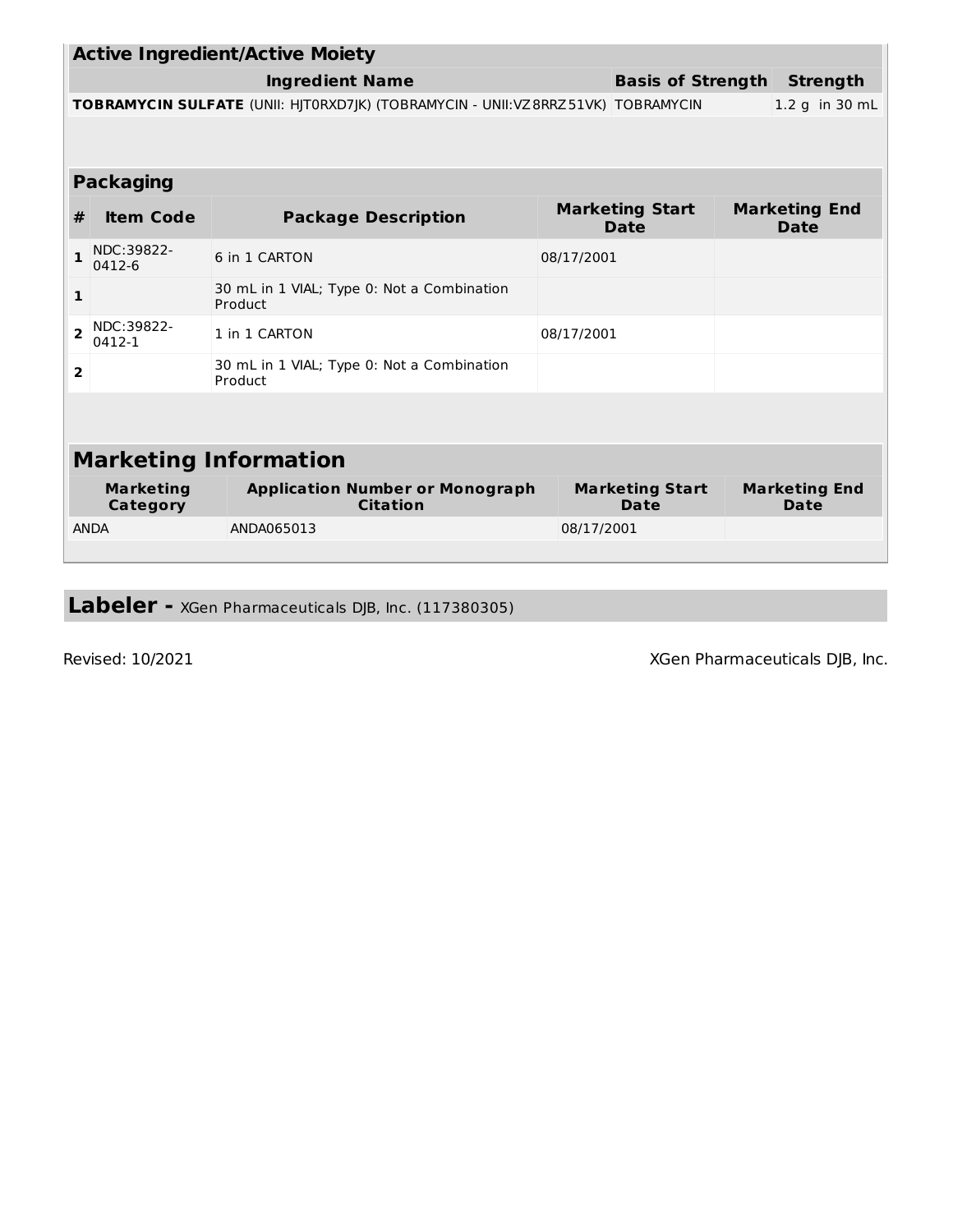| Active Ingredient/Active Moiety | | |
|---|---|---|
| **Ingredient Name** | **Basis of Strength** | **Strength** |
| **TOBRAMYCIN SULFATE** (UNII: HJT0RXD7JK) (TOBRAMYCIN - UNII:VZ8RRZ51VK) | TOBRAMYCIN | 1.2 g in 30 mL |

## Packaging

| # | Item Code | Package Description | Marketing Start Date | Marketing End Date |
|---|---|---|---|---|
| 1 | NDC:39822-0412-6 | 6 in 1 CARTON | 08/17/2001 | |
| 1 | | 30 mL in 1 VIAL; Type 0: Not a Combination Product | | |
| 2 | NDC:39822-0412-1 | 1 in 1 CARTON | 08/17/2001 | |
| 2 | | 30 mL in 1 VIAL; Type 0: Not a Combination Product | | |

## Marketing Information

| Marketing Category | Application Number or Monograph Citation | Marketing Start Date | Marketing End Date |
|---|---|---|---|
| ANDA | ANDA065013 | 08/17/2001 | |

**Labeler -** XGen Pharmaceuticals DJB, Inc. (117380305)

Revised: 10/2021

XGen Pharmaceuticals DJB, Inc.